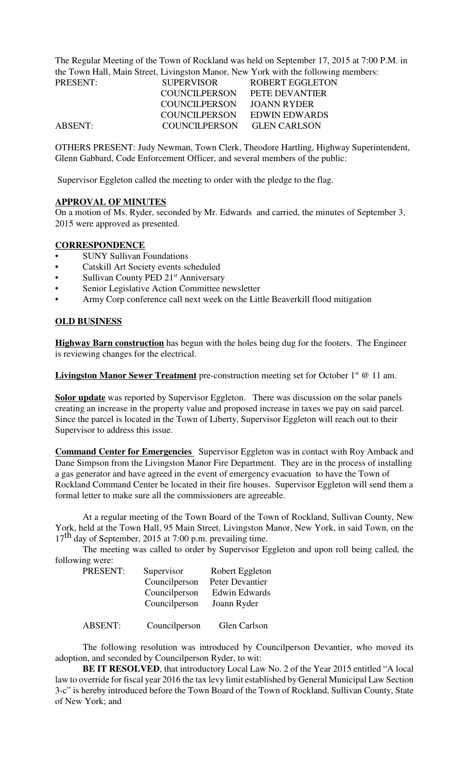The Regular Meeting of the Town of Rockland was held on September 17, 2015 at 7:00 P.M. in the Town Hall, Main Street, Livingston Manor, New York with the following members:

| | | |
|---|---|---|
| PRESENT: | SUPERVISOR | ROBERT EGGLETON |
| | COUNCILPERSON | PETE DEVANTIER |
| | COUNCILPERSON | JOANN RYDER |
| | COUNCILPERSON | EDWIN EDWARDS |
| ABSENT: | COUNCILPERSON | GLEN CARLSON |

OTHERS PRESENT: Judy Newman, Town Clerk, Theodore Hartling, Highway Superintendent, Glenn Gabbard, Code Enforcement Officer, and several members of the public:

Supervisor Eggleton called the meeting to order with the pledge to the flag.

**APPROVAL OF MINUTES**

On a motion of Ms. Ryder, seconded by Mr. Edwards and carried, the minutes of September 3, 2015 were approved as presented.

**CORRESPONDENCE**

- SUNY Sullivan Foundations
- Catskill Art Society events scheduled
- Sullivan County PED 21st Anniversary
- Senior Legislative Action Committee newsletter
- Army Corp conference call next week on the Little Beaverkill flood mitigation

**OLD BUSINESS**

**Highway Barn construction** has begun with the holes being dug for the footers. The Engineer is reviewing changes for the electrical.

**Livingston Manor Sewer Treatment** pre-construction meeting set for October 1st @ 11 am.

**Solor update** was reported by Supervisor Eggleton. There was discussion on the solar panels creating an increase in the property value and proposed increase in taxes we pay on said parcel. Since the parcel is located in the Town of Liberty, Supervisor Eggleton will reach out to their Supervisor to address this issue.

**Command Center for Emergencies** Supervisor Eggleton was in contact with Roy Amback and Dane Simpson from the Livingston Manor Fire Department. They are in the process of installing a gas generator and have agreed in the event of emergency evacuation to have the Town of Rockland Command Center be located in their fire houses. Supervisor Eggleton will send them a formal letter to make sure all the commissioners are agreeable.

At a regular meeting of the Town Board of the Town of Rockland, Sullivan County, New York, held at the Town Hall, 95 Main Street, Livingston Manor, New York, in said Town, on the 17th day of September, 2015 at 7:00 p.m. prevailing time.

The meeting was called to order by Supervisor Eggleton and upon roll being called, the following were:

| | | |
|---|---|---|
| PRESENT: | Supervisor | Robert Eggleton |
| | Councilperson | Peter Devantier |
| | Councilperson | Edwin Edwards |
| | Councilperson | Joann Ryder |
| ABSENT: | Councilperson | Glen Carlson |

The following resolution was introduced by Councilperson Devantier, who moved its adoption, and seconded by Councilperson Ryder, to wit:

**BE IT RESOLVED**, that introductory Local Law No. 2 of the Year 2015 entitled "A local law to override for fiscal year 2016 the tax levy limit established by General Municipal Law Section 3-c" is hereby introduced before the Town Board of the Town of Rockland, Sullivan County, State of New York; and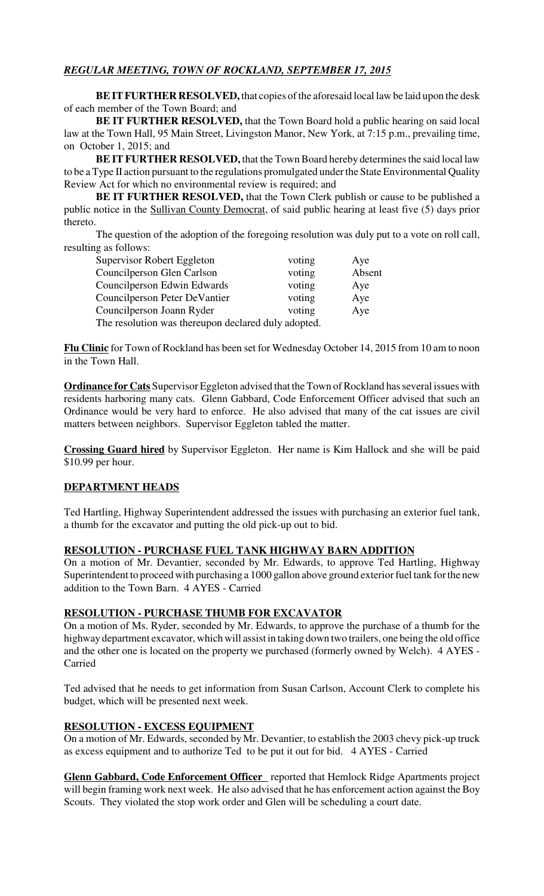***REGULAR MEETING, TOWN OF ROCKLAND, SEPTEMBER 17, 2015***

**BE IT FURTHER RESOLVED,** that copies of the aforesaid local law be laid upon the desk of each member of the Town Board; and

**BE IT FURTHER RESOLVED,** that the Town Board hold a public hearing on said local law at the Town Hall, 95 Main Street, Livingston Manor, New York, at 7:15 p.m., prevailing time, on October 1, 2015; and

**BE IT FURTHER RESOLVED,** that the Town Board hereby determines the said local law to be a Type II action pursuant to the regulations promulgated under the State Environmental Quality Review Act for which no environmental review is required; and

**BE IT FURTHER RESOLVED,** that the Town Clerk publish or cause to be published a public notice in the Sullivan County Democrat, of said public hearing at least five (5) days prior thereto.

The question of the adoption of the foregoing resolution was duly put to a vote on roll call, resulting as follows:

| | | |
|---|---|---|
| Supervisor Robert Eggleton | voting | Aye |
| Councilperson Glen Carlson | voting | Absent |
| Councilperson Edwin Edwards | voting | Aye |
| Councilperson Peter DeVantier | voting | Aye |
| Councilperson Joann Ryder | voting | Aye |

The resolution was thereupon declared duly adopted.

**Flu Clinic** for Town of Rockland has been set for Wednesday October 14, 2015 from 10 am to noon in the Town Hall.

**Ordinance for Cats** Supervisor Eggleton advised that the Town of Rockland has several issues with residents harboring many cats. Glenn Gabbard, Code Enforcement Officer advised that such an Ordinance would be very hard to enforce. He also advised that many of the cat issues are civil matters between neighbors. Supervisor Eggleton tabled the matter.

**Crossing Guard hired** by Supervisor Eggleton. Her name is Kim Hallock and she will be paid $10.99 per hour.

**DEPARTMENT HEADS**

Ted Hartling, Highway Superintendent addressed the issues with purchasing an exterior fuel tank, a thumb for the excavator and putting the old pick-up out to bid.

**RESOLUTION - PURCHASE FUEL TANK HIGHWAY BARN ADDITION**

On a motion of Mr. Devantier, seconded by Mr. Edwards, to approve Ted Hartling, Highway Superintendent to proceed with purchasing a 1000 gallon above ground exterior fuel tank for the new addition to the Town Barn. 4 AYES - Carried

**RESOLUTION - PURCHASE THUMB FOR EXCAVATOR**

On a motion of Ms. Ryder, seconded by Mr. Edwards, to approve the purchase of a thumb for the highway department excavator, which will assist in taking down two trailers, one being the old office and the other one is located on the property we purchased (formerly owned by Welch). 4 AYES - Carried

Ted advised that he needs to get information from Susan Carlson, Account Clerk to complete his budget, which will be presented next week.

**RESOLUTION - EXCESS EQUIPMENT**

On a motion of Mr. Edwards, seconded by Mr. Devantier, to establish the 2003 chevy pick-up truck as excess equipment and to authorize Ted to be put it out for bid. 4 AYES - Carried

**Glenn Gabbard, Code Enforcement Officer** reported that Hemlock Ridge Apartments project will begin framing work next week. He also advised that he has enforcement action against the Boy Scouts. They violated the stop work order and Glen will be scheduling a court date.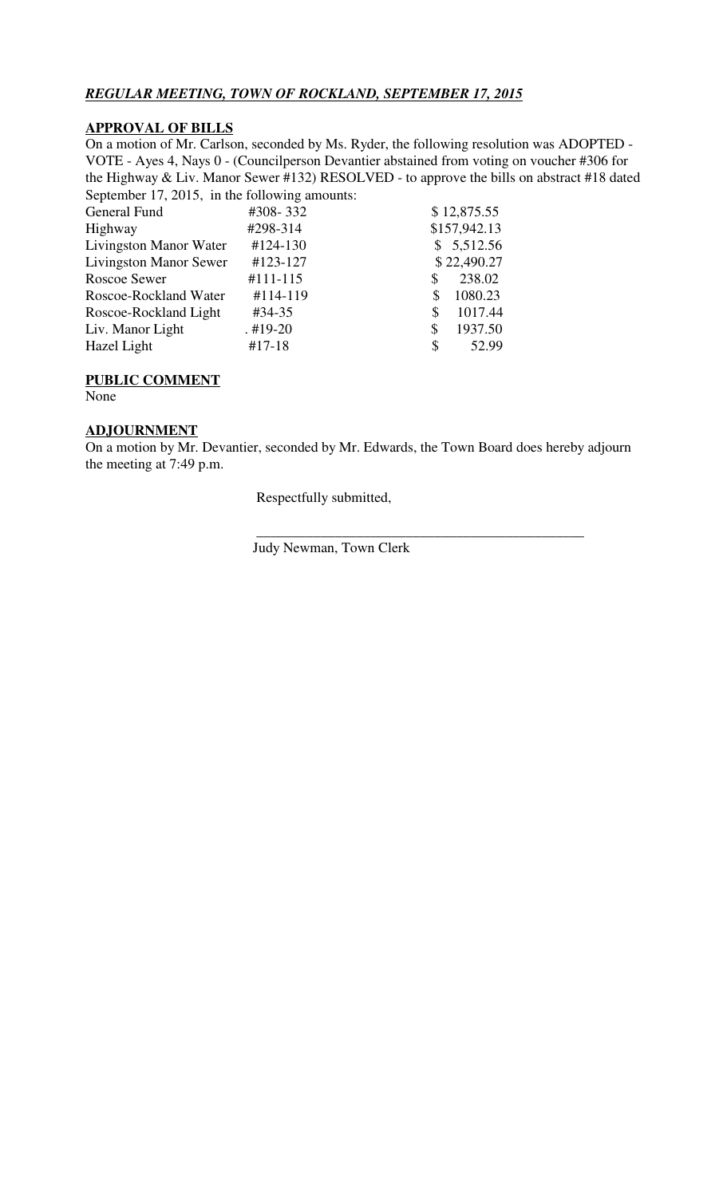***REGULAR MEETING, TOWN OF ROCKLAND, SEPTEMBER 17, 2015***

**APPROVAL OF BILLS**

On a motion of Mr. Carlson, seconded by Ms. Ryder, the following resolution was ADOPTED - VOTE - Ayes 4, Nays 0 - (Councilperson Devantier abstained from voting on voucher #306 for the Highway & Liv. Manor Sewer #132) RESOLVED - to approve the bills on abstract #18 dated September 17, 2015, in the following amounts:

| | | |
|---|---|---|
| General Fund | #308- 332 | $ 12,875.55 |
| Highway | #298-314 | $157,942.13 |
| Livingston Manor Water | #124-130 | $ 5,512.56 |
| Livingston Manor Sewer | #123-127 | $ 22,490.27 |
| Roscoe Sewer | #111-115 | $ 238.02 |
| Roscoe-Rockland Water | #114-119 | $ 1080.23 |
| Roscoe-Rockland Light | #34-35 | $ 1017.44 |
| Liv. Manor Light | . #19-20 | $ 1937.50 |
| Hazel Light | #17-18 | $ 52.99 |

**PUBLIC COMMENT**

None

**ADJOURNMENT**

On a motion by Mr. Devantier, seconded by Mr. Edwards, the Town Board does hereby adjourn the meeting at 7:49 p.m.

Respectfully submitted,

\_\_\_\_\_\_\_\_\_\_\_\_\_\_\_\_\_\_\_\_\_\_\_\_\_\_\_\_\_\_\_\_\_\_\_\_\_\_\_\_\_\_\_\_

Judy Newman, Town Clerk